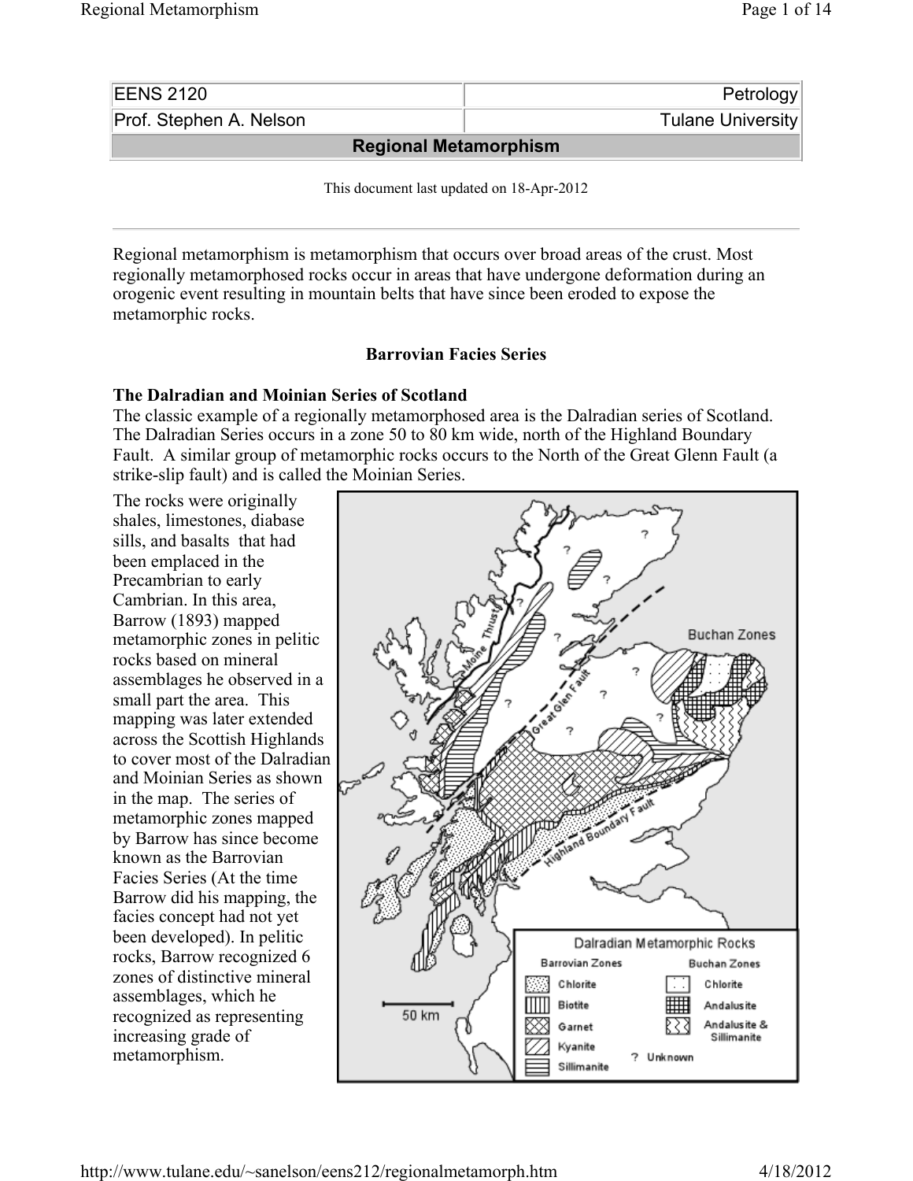| EENS 2120 | Petrology |
| --- | --- |
| Prof. Stephen A. Nelson | Tulane University |

# Regional Metamorphism

This document last updated on 18-Apr-2012

Regional metamorphism is metamorphism that occurs over broad areas of the crust. Most regionally metamorphosed rocks occur in areas that have undergone deformation during an orogenic event resulting in mountain belts that have since been eroded to expose the metamorphic rocks.

## Barrovian Facies Series

### The Dalradian and Moinian Series of Scotland

The classic example of a regionally metamorphosed area is the Dalradian series of Scotland. The Dalradian Series occurs in a zone 50 to 80 km wide, north of the Highland Boundary Fault. A similar group of metamorphic rocks occurs to the North of the Great Glenn Fault (a strike-slip fault) and is called the Moinian Series.

The rocks were originally shales, limestones, diabase sills, and basalts that had been emplaced in the Precambrian to early Cambrian. In this area, Barrow (1893) mapped metamorphic zones in pelitic rocks based on mineral assemblages he observed in a small part the area. This mapping was later extended across the Scottish Highlands to cover most of the Dalradian and Moinian Series as shown in the map. The series of metamorphic zones mapped by Barrow has since become known as the Barrovian Facies Series (At the time Barrow did his mapping, the facies concept had not yet been developed). In pelitic rocks, Barrow recognized 6 zones of distinctive mineral assemblages, which he recognized as representing increasing grade of metamorphism.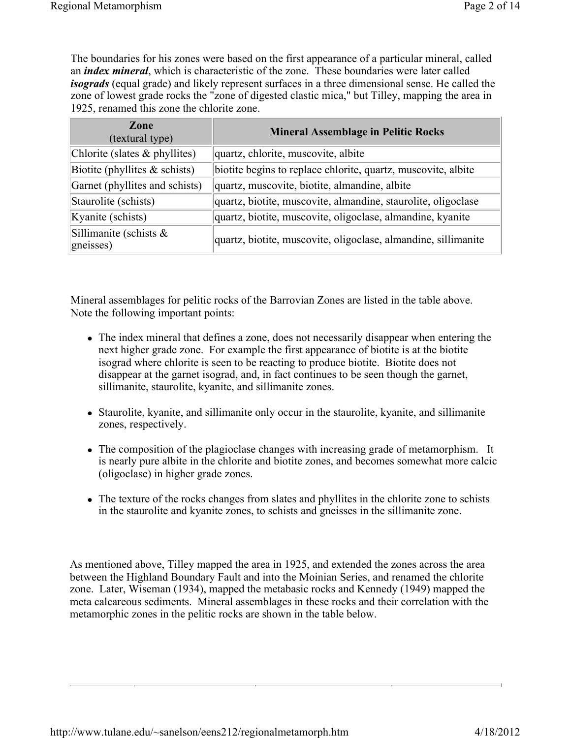The boundaries for his zones were based on the first appearance of a particular mineral, called an ***index mineral***, which is characteristic of the zone. These boundaries were later called ***isograds*** (equal grade) and likely represent surfaces in a three dimensional sense. He called the zone of lowest grade rocks the "zone of digested clastic mica," but Tilley, mapping the area in 1925, renamed this zone the chlorite zone.

| Zone (textural type) | Mineral Assemblage in Pelitic Rocks |
|---|---|
| Chlorite (slates & phyllites) | quartz, chlorite, muscovite, albite |
| Biotite (phyllites & schists) | biotite begins to replace chlorite, quartz, muscovite, albite |
| Garnet (phyllites and schists) | quartz, muscovite, biotite, almandine, albite |
| Staurolite (schists) | quartz, biotite, muscovite, almandine, staurolite, oligoclase |
| Kyanite (schists) | quartz, biotite, muscovite, oligoclase, almandine, kyanite |
| Sillimanite (schists & gneisses) | quartz, biotite, muscovite, oligoclase, almandine, sillimanite |

Mineral assemblages for pelitic rocks of the Barrovian Zones are listed in the table above. Note the following important points:

- The index mineral that defines a zone, does not necessarily disappear when entering the next higher grade zone. For example the first appearance of biotite is at the biotite isograd where chlorite is seen to be reacting to produce biotite. Biotite does not disappear at the garnet isograd, and, in fact continues to be seen though the garnet, sillimanite, staurolite, kyanite, and sillimanite zones.
- Staurolite, kyanite, and sillimanite only occur in the staurolite, kyanite, and sillimanite zones, respectively.
- The composition of the plagioclase changes with increasing grade of metamorphism. It is nearly pure albite in the chlorite and biotite zones, and becomes somewhat more calcic (oligoclase) in higher grade zones.
- The texture of the rocks changes from slates and phyllites in the chlorite zone to schists in the staurolite and kyanite zones, to schists and gneisses in the sillimanite zone.

As mentioned above, Tilley mapped the area in 1925, and extended the zones across the area between the Highland Boundary Fault and into the Moinian Series, and renamed the chlorite zone. Later, Wiseman (1934), mapped the metabasic rocks and Kennedy (1949) mapped the meta calcareous sediments. Mineral assemblages in these rocks and their correlation with the metamorphic zones in the pelitic rocks are shown in the table below.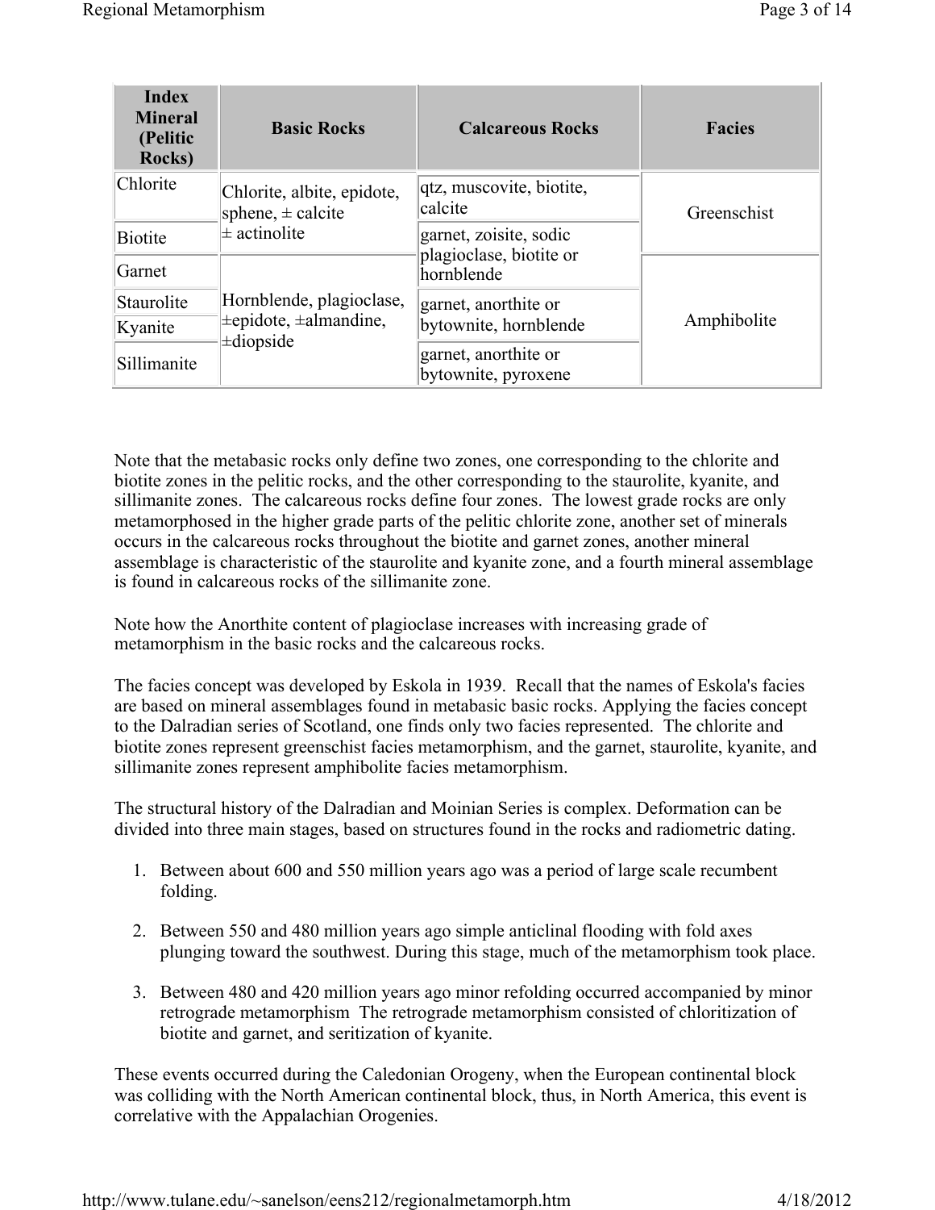| Index Mineral (Pelitic Rocks) | Basic Rocks | Calcareous Rocks | Facies |
|---|---|---|---|
| Chlorite | Chlorite, albite, epidote, sphene, ± calcite ± actinolite | qtz, muscovite, biotite, calcite | Greenschist |
| Biotite | | garnet, zoisite, sodic plagioclase, biotite or hornblende | |
| Garnet | Hornblende, plagioclase, ±epidote, ±almandine, ±diopside | | Amphibolite |
| Staurolite | | garnet, anorthite or bytownite, hornblende | |
| Kyanite | | | |
| Sillimanite | | garnet, anorthite or bytownite, pyroxene | |

Note that the metabasic rocks only define two zones, one corresponding to the chlorite and biotite zones in the pelitic rocks, and the other corresponding to the staurolite, kyanite, and sillimanite zones. The calcareous rocks define four zones. The lowest grade rocks are only metamorphosed in the higher grade parts of the pelitic chlorite zone, another set of minerals occurs in the calcareous rocks throughout the biotite and garnet zones, another mineral assemblage is characteristic of the staurolite and kyanite zone, and a fourth mineral assemblage is found in calcareous rocks of the sillimanite zone.

Note how the Anorthite content of plagioclase increases with increasing grade of metamorphism in the basic rocks and the calcareous rocks.

The facies concept was developed by Eskola in 1939. Recall that the names of Eskola's facies are based on mineral assemblages found in metabasic basic rocks. Applying the facies concept to the Dalradian series of Scotland, one finds only two facies represented. The chlorite and biotite zones represent greenschist facies metamorphism, and the garnet, staurolite, kyanite, and sillimanite zones represent amphibolite facies metamorphism.

The structural history of the Dalradian and Moinian Series is complex. Deformation can be divided into three main stages, based on structures found in the rocks and radiometric dating.

1. Between about 600 and 550 million years ago was a period of large scale recumbent folding.
2. Between 550 and 480 million years ago simple anticlinal flooding with fold axes plunging toward the southwest. During this stage, much of the metamorphism took place.
3. Between 480 and 420 million years ago minor refolding occurred accompanied by minor retrograde metamorphism The retrograde metamorphism consisted of chloritization of biotite and garnet, and seritization of kyanite.

These events occurred during the Caledonian Orogeny, when the European continental block was colliding with the North American continental block, thus, in North America, this event is correlative with the Appalachian Orogenies.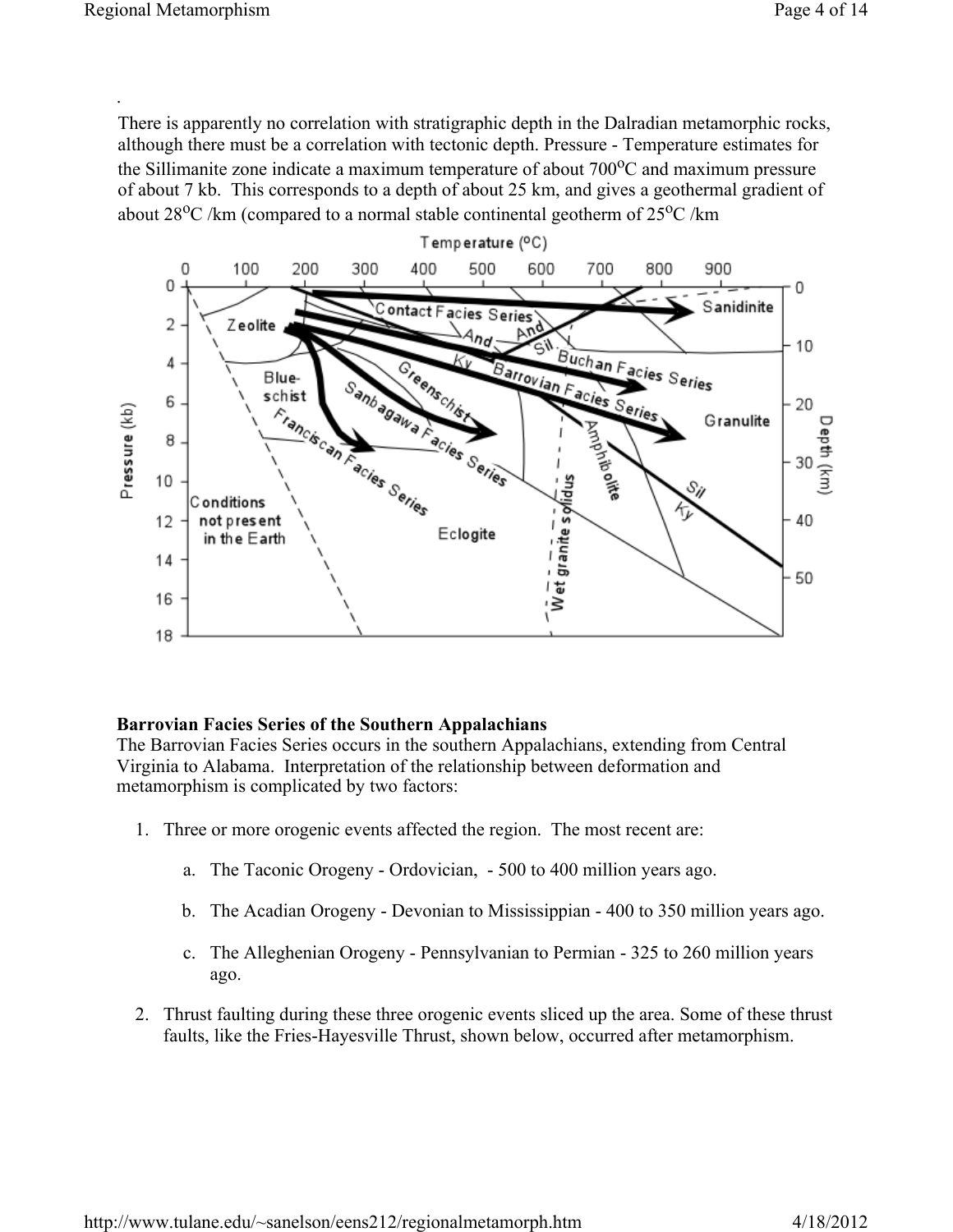.

There is apparently no correlation with stratigraphic depth in the Dalradian metamorphic rocks, although there must be a correlation with tectonic depth. Pressure - Temperature estimates for the Sillimanite zone indicate a maximum temperature of about 700$^o$C and maximum pressure of about 7 kb. This corresponds to a depth of about 25 km, and gives a geothermal gradient of about 28$^o$C /km (compared to a normal stable continental geotherm of 25$^o$C /km

### Barrovian Facies Series of the Southern Appalachians

The Barrovian Facies Series occurs in the southern Appalachians, extending from Central Virginia to Alabama. Interpretation of the relationship between deformation and metamorphism is complicated by two factors:

1. Three or more orogenic events affected the region. The most recent are:

   a. The Taconic Orogeny - Ordovician, - 500 to 400 million years ago.

   b. The Acadian Orogeny - Devonian to Mississippian - 400 to 350 million years ago.

   c. The Alleghenian Orogeny - Pennsylvanian to Permian - 325 to 260 million years ago.

2. Thrust faulting during these three orogenic events sliced up the area. Some of these thrust faults, like the Fries-Hayesville Thrust, shown below, occurred after metamorphism.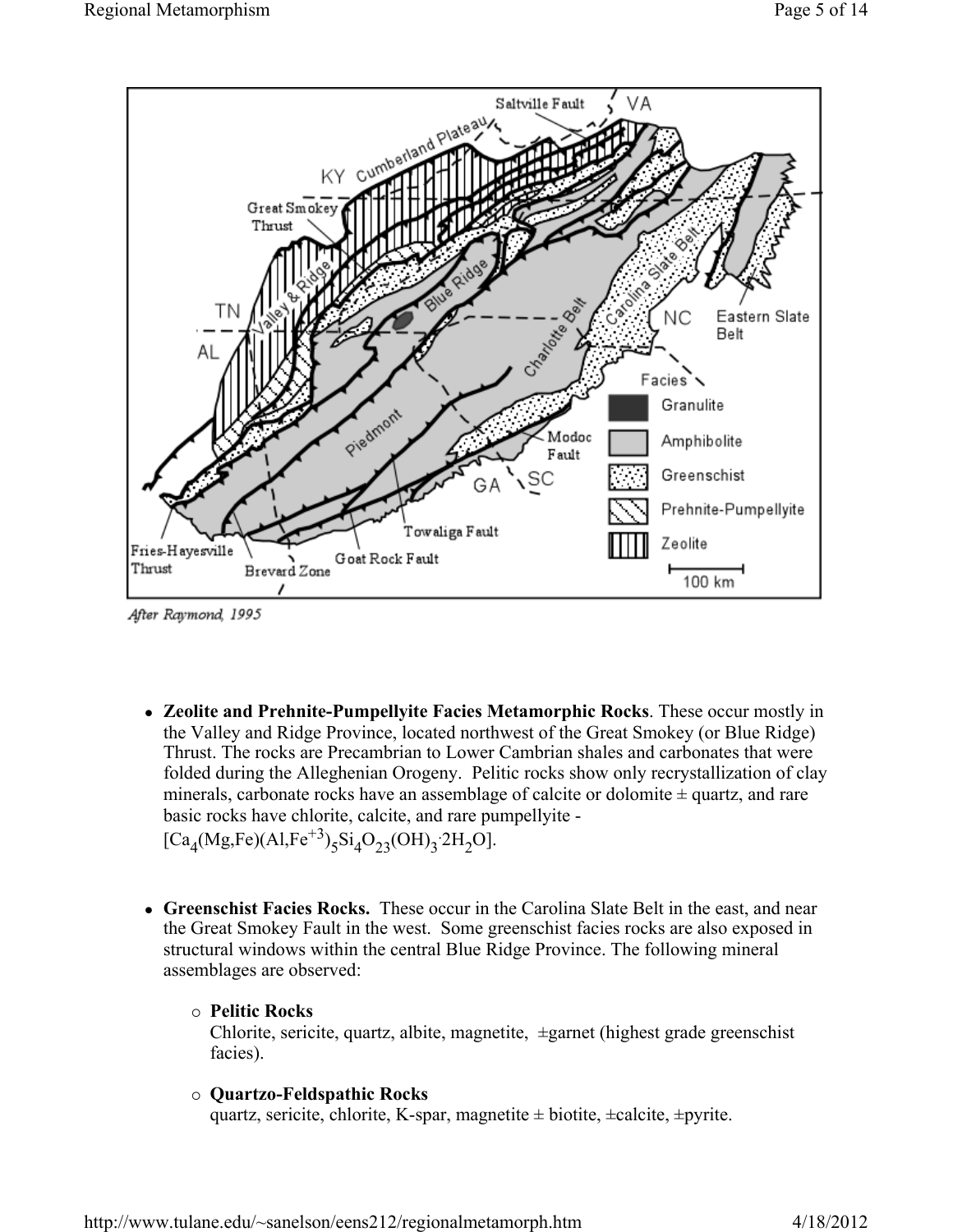After Raymond, 1995

- **Zeolite and Prehnite-Pumpellyite Facies Metamorphic Rocks**. These occur mostly in the Valley and Ridge Province, located northwest of the Great Smokey (or Blue Ridge) Thrust. The rocks are Precambrian to Lower Cambrian shales and carbonates that were folded during the Alleghenian Orogeny. Pelitic rocks show only recrystallization of clay minerals, carbonate rocks have an assemblage of calcite or dolomite ± quartz, and rare basic rocks have chlorite, calcite, and rare pumpellyite - [$Ca_4(Mg,Fe)(Al,Fe^{+3})_5Si_4O_{23}(OH)_3 \cdot 2H_2O$].

- **Greenschist Facies Rocks.** These occur in the Carolina Slate Belt in the east, and near the Great Smokey Fault in the west. Some greenschist facies rocks are also exposed in structural windows within the central Blue Ridge Province. The following mineral assemblages are observed:

  - **Pelitic Rocks**
    Chlorite, sericite, quartz, albite, magnetite, ±garnet (highest grade greenschist facies).

  - **Quartzo-Feldspathic Rocks**
    quartz, sericite, chlorite, K-spar, magnetite ± biotite, ±calcite, ±pyrite.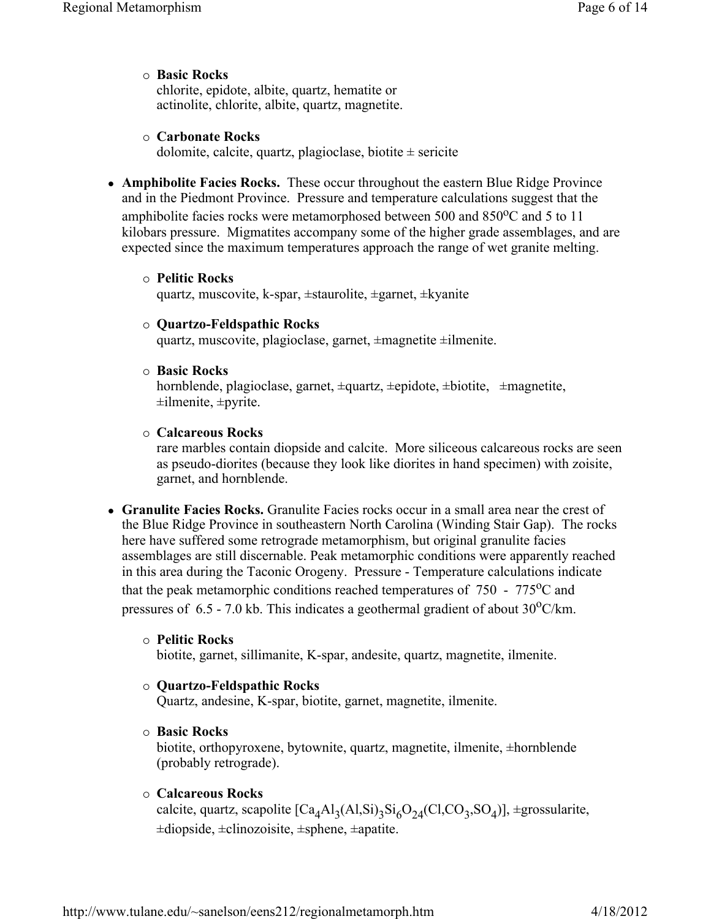- **Basic Rocks**
  chlorite, epidote, albite, quartz, hematite or
  actinolite, chlorite, albite, quartz, magnetite.

- **Carbonate Rocks**
  dolomite, calcite, quartz, plagioclase, biotite ± sericite

- **Amphibolite Facies Rocks.** These occur throughout the eastern Blue Ridge Province and in the Piedmont Province. Pressure and temperature calculations suggest that the amphibolite facies rocks were metamorphosed between 500 and 850°C and 5 to 11 kilobars pressure. Migmatites accompany some of the higher grade assemblages, and are expected since the maximum temperatures approach the range of wet granite melting.

  - **Pelitic Rocks**
    quartz, muscovite, k-spar, ±staurolite, ±garnet, ±kyanite

  - **Quartzo-Feldspathic Rocks**
    quartz, muscovite, plagioclase, garnet, ±magnetite ±ilmenite.

  - **Basic Rocks**
    hornblende, plagioclase, garnet, ±quartz, ±epidote, ±biotite, ±magnetite, ±ilmenite, ±pyrite.

  - **Calcareous Rocks**
    rare marbles contain diopside and calcite. More siliceous calcareous rocks are seen as pseudo-diorites (because they look like diorites in hand specimen) with zoisite, garnet, and hornblende.

- **Granulite Facies Rocks.** Granulite Facies rocks occur in a small area near the crest of the Blue Ridge Province in southeastern North Carolina (Winding Stair Gap). The rocks here have suffered some retrograde metamorphism, but original granulite facies assemblages are still discernable. Peak metamorphic conditions were apparently reached in this area during the Taconic Orogeny. Pressure - Temperature calculations indicate that the peak metamorphic conditions reached temperatures of 750 - 775°C and pressures of 6.5 - 7.0 kb. This indicates a geothermal gradient of about 30°C/km.

  - **Pelitic Rocks**
    biotite, garnet, sillimanite, K-spar, andesite, quartz, magnetite, ilmenite.

  - **Quartzo-Feldspathic Rocks**
    Quartz, andesine, K-spar, biotite, garnet, magnetite, ilmenite.

  - **Basic Rocks**
    biotite, orthopyroxene, bytownite, quartz, magnetite, ilmenite, ±hornblende (probably retrograde).

  - **Calcareous Rocks**
    calcite, quartz, scapolite [$Ca_4Al_3(Al,Si)_3Si_6O_{24}(Cl,CO_3,SO_4)$], ±grossularite, ±diopside, ±clinozoisite, ±sphene, ±apatite.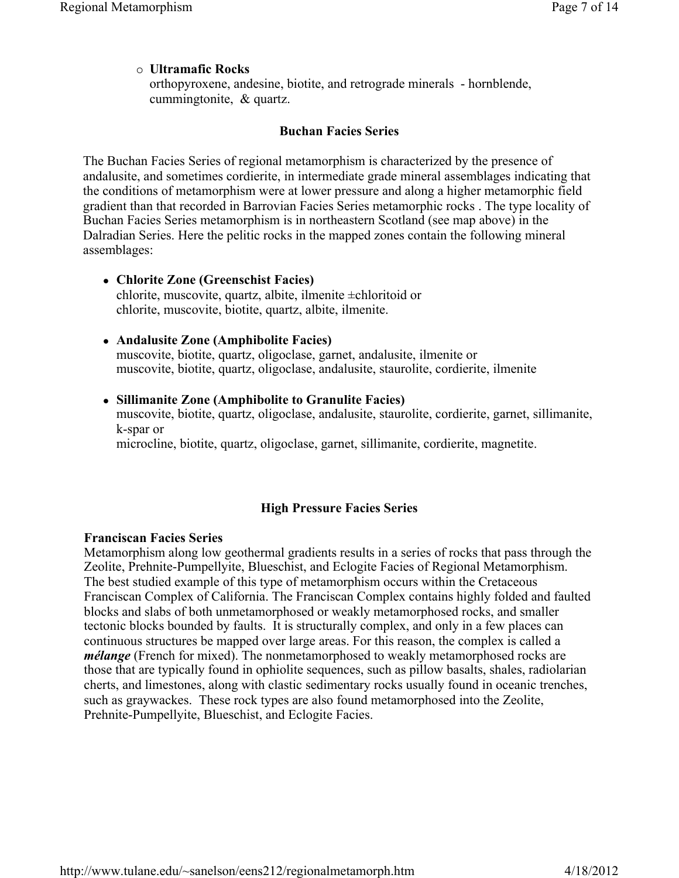- **Ultramafic Rocks**
  orthopyroxene, andesine, biotite, and retrograde minerals - hornblende, cummingtonite, & quartz.

### Buchan Facies Series

The Buchan Facies Series of regional metamorphism is characterized by the presence of andalusite, and sometimes cordierite, in intermediate grade mineral assemblages indicating that the conditions of metamorphism were at lower pressure and along a higher metamorphic field gradient than that recorded in Barrovian Facies Series metamorphic rocks . The type locality of Buchan Facies Series metamorphism is in northeastern Scotland (see map above) in the Dalradian Series. Here the pelitic rocks in the mapped zones contain the following mineral assemblages:

- **Chlorite Zone (Greenschist Facies)**
  chlorite, muscovite, quartz, albite, ilmenite ±chloritoid or
  chlorite, muscovite, biotite, quartz, albite, ilmenite.
- **Andalusite Zone (Amphibolite Facies)**
  muscovite, biotite, quartz, oligoclase, garnet, andalusite, ilmenite or
  muscovite, biotite, quartz, oligoclase, andalusite, staurolite, cordierite, ilmenite
- **Sillimanite Zone (Amphibolite to Granulite Facies)**
  muscovite, biotite, quartz, oligoclase, andalusite, staurolite, cordierite, garnet, sillimanite, k-spar or
  microcline, biotite, quartz, oligoclase, garnet, sillimanite, cordierite, magnetite.

### High Pressure Facies Series

**Franciscan Facies Series**

Metamorphism along low geothermal gradients results in a series of rocks that pass through the Zeolite, Prehnite-Pumpellyite, Blueschist, and Eclogite Facies of Regional Metamorphism. The best studied example of this type of metamorphism occurs within the Cretaceous Franciscan Complex of California. The Franciscan Complex contains highly folded and faulted blocks and slabs of both unmetamorphosed or weakly metamorphosed rocks, and smaller tectonic blocks bounded by faults. It is structurally complex, and only in a few places can continuous structures be mapped over large areas. For this reason, the complex is called a ***mélange*** (French for mixed). The nonmetamorphosed to weakly metamorphosed rocks are those that are typically found in ophiolite sequences, such as pillow basalts, shales, radiolarian cherts, and limestones, along with clastic sedimentary rocks usually found in oceanic trenches, such as graywackes. These rock types are also found metamorphosed into the Zeolite, Prehnite-Pumpellyite, Blueschist, and Eclogite Facies.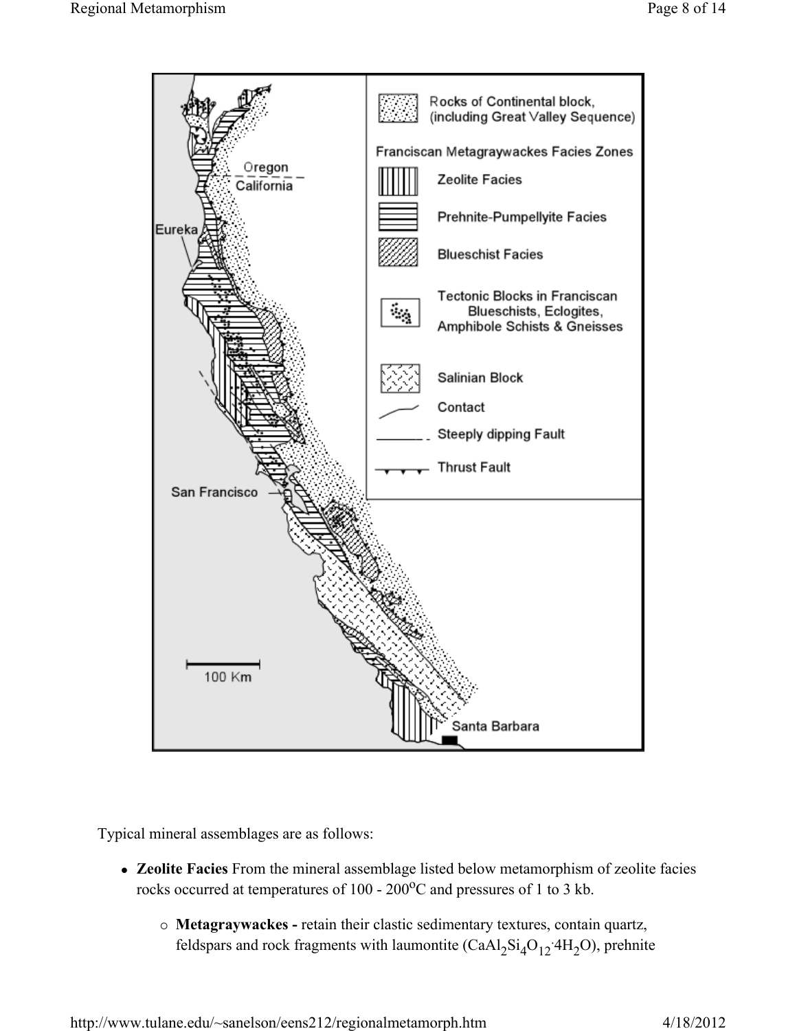Typical mineral assemblages are as follows:

- **Zeolite Facies** From the mineral assemblage listed below metamorphism of zeolite facies rocks occurred at temperatures of 100 - 200$^o$C and pressures of 1 to 3 kb.
  - **Metagraywackes -** retain their clastic sedimentary textures, contain quartz, feldspars and rock fragments with laumontite ($CaAl_2Si_4O_{12}\cdot 4H_2O$), prehnite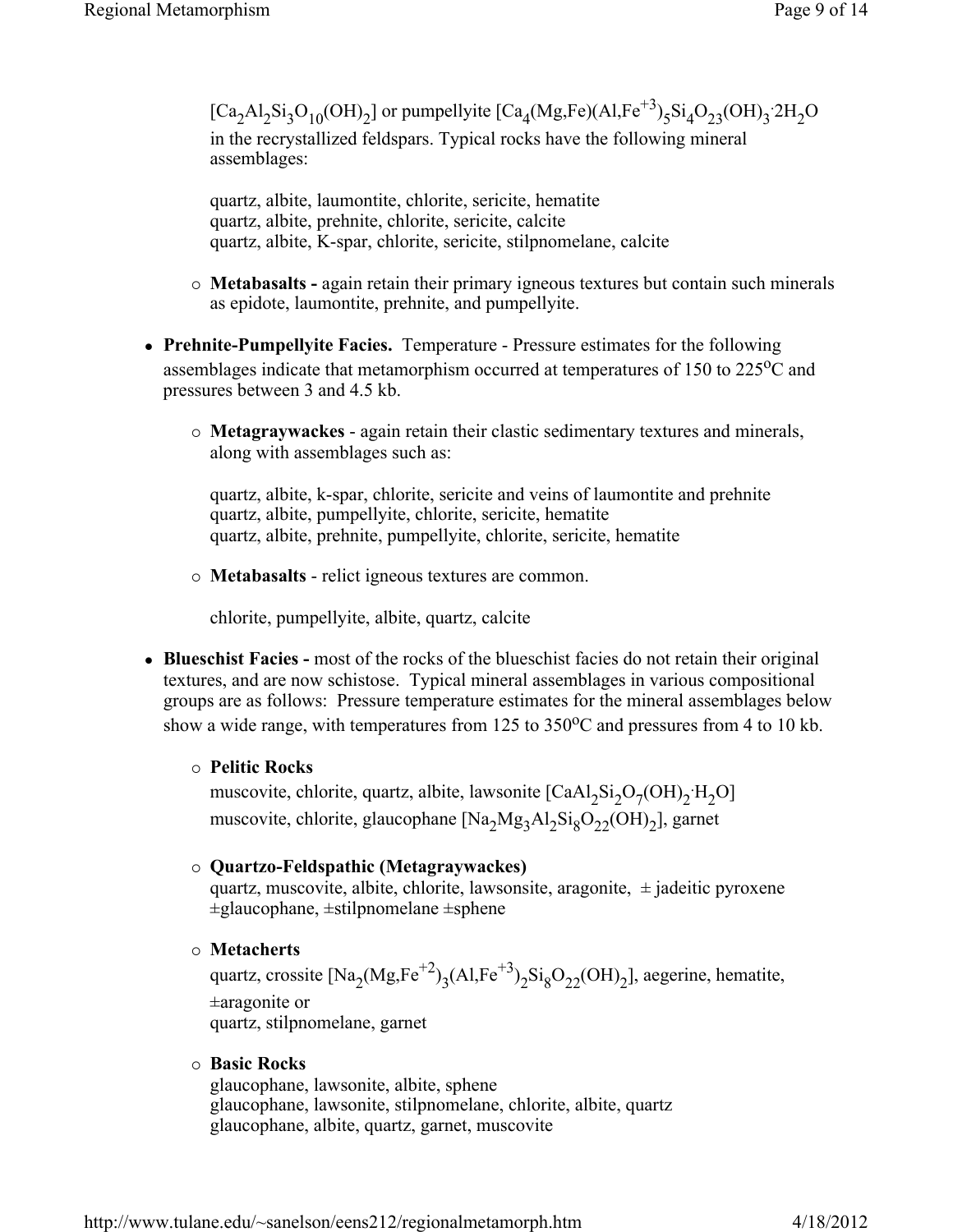$[Ca_2Al_2Si_3O_{10}(OH)_2]$ or pumpellyite $[Ca_4(Mg,Fe)(Al,Fe^{+3})_5Si_4O_{23}(OH)_3 \cdot 2H_2O$ in the recrystallized feldspars. Typical rocks have the following mineral assemblages:

quartz, albite, laumontite, chlorite, sericite, hematite
quartz, albite, prehnite, chlorite, sericite, calcite
quartz, albite, K-spar, chlorite, sericite, stilpnomelane, calcite

- **Metabasalts -** again retain their primary igneous textures but contain such minerals as epidote, laumontite, prehnite, and pumpellyite.

- **Prehnite-Pumpellyite Facies.** Temperature - Pressure estimates for the following assemblages indicate that metamorphism occurred at temperatures of 150 to 225$^{o}$C and pressures between 3 and 4.5 kb.

  - **Metagraywackes** - again retain their clastic sedimentary textures and minerals, along with assemblages such as:

    quartz, albite, k-spar, chlorite, sericite and veins of laumontite and prehnite
    quartz, albite, pumpellyite, chlorite, sericite, hematite
    quartz, albite, prehnite, pumpellyite, chlorite, sericite, hematite

  - **Metabasalts** - relict igneous textures are common.

    chlorite, pumpellyite, albite, quartz, calcite

- **Blueschist Facies -** most of the rocks of the blueschist facies do not retain their original textures, and are now schistose. Typical mineral assemblages in various compositional groups are as follows: Pressure temperature estimates for the mineral assemblages below show a wide range, with temperatures from 125 to 350$^{o}$C and pressures from 4 to 10 kb.

  - **Pelitic Rocks**
    muscovite, chlorite, quartz, albite, lawsonite $[CaAl_2Si_2O_7(OH)_2 \cdot H_2O]$
    muscovite, chlorite, glaucophane $[Na_2Mg_3Al_2Si_8O_{22}(OH)_2]$, garnet

  - **Quartzo-Feldspathic (Metagraywackes)**
    quartz, muscovite, albite, chlorite, lawsonsite, aragonite, ± jadeitic pyroxene ±glaucophane, ±stilpnomelane ±sphene

  - **Metacherts**
    quartz, crossite $[Na_2(Mg,Fe^{+2})_3(Al,Fe^{+3})_2Si_8O_{22}(OH)_2]$, aegerine, hematite, ±aragonite or
    quartz, stilpnomelane, garnet

  - **Basic Rocks**
    glaucophane, lawsonite, albite, sphene
    glaucophane, lawsonite, stilpnomelane, chlorite, albite, quartz
    glaucophane, albite, quartz, garnet, muscovite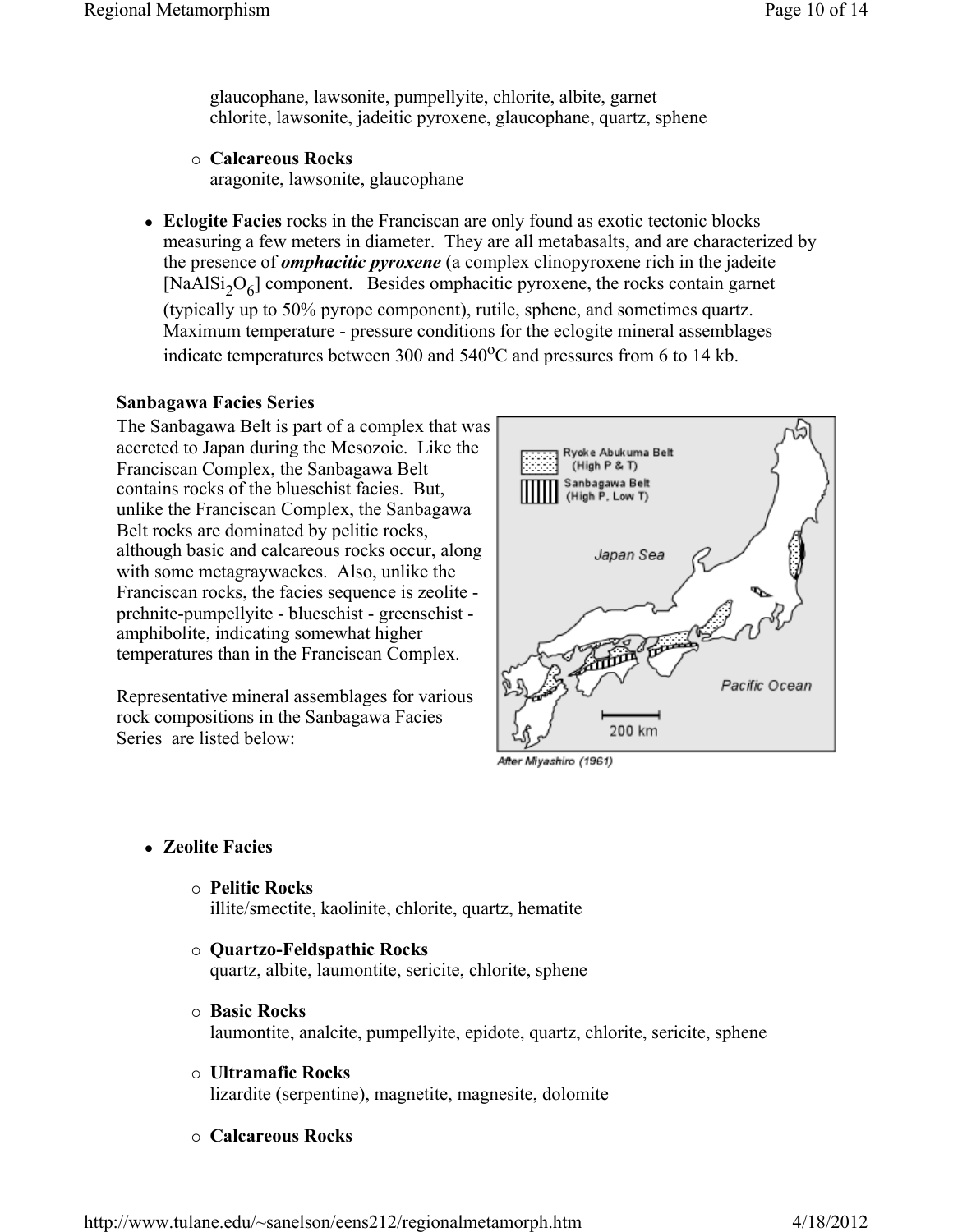glaucophane, lawsonite, pumpellyite, chlorite, albite, garnet
chlorite, lawsonite, jadeitic pyroxene, glaucophane, quartz, sphene

- **Calcareous Rocks**
  aragonite, lawsonite, glaucophane

- **Eclogite Facies** rocks in the Franciscan are only found as exotic tectonic blocks measuring a few meters in diameter. They are all metabasalts, and are characterized by the presence of ***omphacitic pyroxene*** (a complex clinopyroxene rich in the jadeite [$NaAlSi_2O_6$] component. Besides omphacitic pyroxene, the rocks contain garnet (typically up to 50% pyrope component), rutile, sphene, and sometimes quartz. Maximum temperature - pressure conditions for the eclogite mineral assemblages indicate temperatures between 300 and 540°C and pressures from 6 to 14 kb.

**Sanbagawa Facies Series**

The Sanbagawa Belt is part of a complex that was accreted to Japan during the Mesozoic. Like the Franciscan Complex, the Sanbagawa Belt contains rocks of the blueschist facies. But, unlike the Franciscan Complex, the Sanbagawa Belt rocks are dominated by pelitic rocks, although basic and calcareous rocks occur, along with some metagraywackes. Also, unlike the Franciscan rocks, the facies sequence is zeolite - prehnite-pumpellyite - blueschist - greenschist - amphibolite, indicating somewhat higher temperatures than in the Franciscan Complex.

Representative mineral assemblages for various rock compositions in the Sanbagawa Facies Series are listed below:

After Miyashiro (1961)

- **Zeolite Facies**
  - **Pelitic Rocks**
    illite/smectite, kaolinite, chlorite, quartz, hematite
  - **Quartzo-Feldspathic Rocks**
    quartz, albite, laumontite, sericite, chlorite, sphene
  - **Basic Rocks**
    laumontite, analcite, pumpellyite, epidote, quartz, chlorite, sericite, sphene
  - **Ultramafic Rocks**
    lizardite (serpentine), magnetite, magnesite, dolomite
  - **Calcareous Rocks**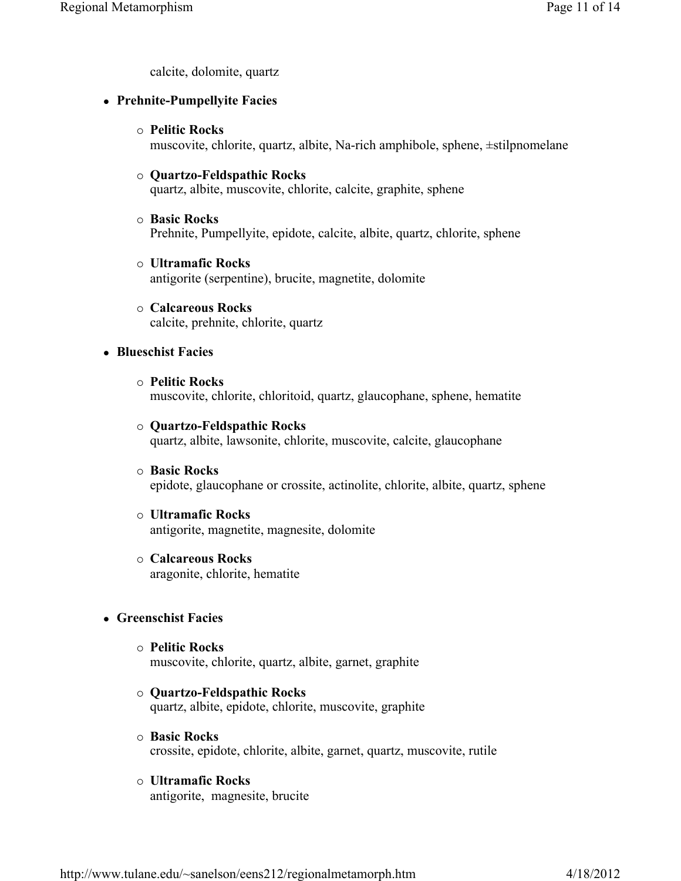calcite, dolomite, quartz

- **Prehnite-Pumpellyite Facies**
  - **Pelitic Rocks**
    muscovite, chlorite, quartz, albite, Na-rich amphibole, sphene, ±stilpnomelane
  - **Quartzo-Feldspathic Rocks**
    quartz, albite, muscovite, chlorite, calcite, graphite, sphene
  - **Basic Rocks**
    Prehnite, Pumpellyite, epidote, calcite, albite, quartz, chlorite, sphene
  - **Ultramafic Rocks**
    antigorite (serpentine), brucite, magnetite, dolomite
  - **Calcareous Rocks**
    calcite, prehnite, chlorite, quartz
- **Blueschist Facies**
  - **Pelitic Rocks**
    muscovite, chlorite, chloritoid, quartz, glaucophane, sphene, hematite
  - **Quartzo-Feldspathic Rocks**
    quartz, albite, lawsonite, chlorite, muscovite, calcite, glaucophane
  - **Basic Rocks**
    epidote, glaucophane or crossite, actinolite, chlorite, albite, quartz, sphene
  - **Ultramafic Rocks**
    antigorite, magnetite, magnesite, dolomite
  - **Calcareous Rocks**
    aragonite, chlorite, hematite
- **Greenschist Facies**
  - **Pelitic Rocks**
    muscovite, chlorite, quartz, albite, garnet, graphite
  - **Quartzo-Feldspathic Rocks**
    quartz, albite, epidote, chlorite, muscovite, graphite
  - **Basic Rocks**
    crossite, epidote, chlorite, albite, garnet, quartz, muscovite, rutile
  - **Ultramafic Rocks**
    antigorite, magnesite, brucite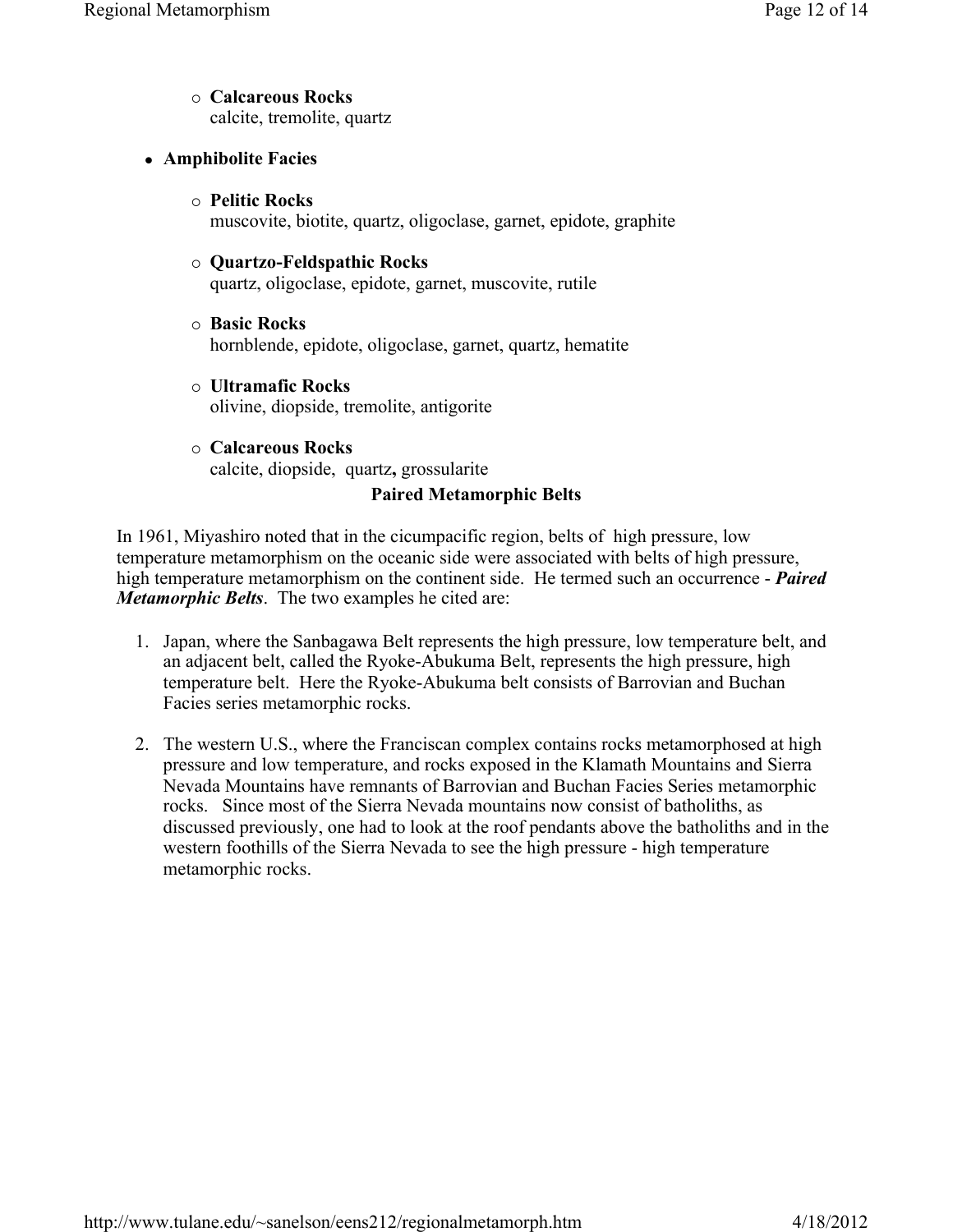- **Calcareous Rocks**
  calcite, tremolite, quartz

- **Amphibolite Facies**

  - **Pelitic Rocks**
    muscovite, biotite, quartz, oligoclase, garnet, epidote, graphite

  - **Quartzo-Feldspathic Rocks**
    quartz, oligoclase, epidote, garnet, muscovite, rutile

  - **Basic Rocks**
    hornblende, epidote, oligoclase, garnet, quartz, hematite

  - **Ultramafic Rocks**
    olivine, diopside, tremolite, antigorite

  - **Calcareous Rocks**
    calcite, diopside, quartz**,** grossularite

## Paired Metamorphic Belts

In 1961, Miyashiro noted that in the cicumpacific region, belts of high pressure, low temperature metamorphism on the oceanic side were associated with belts of high pressure, high temperature metamorphism on the continent side. He termed such an occurrence - ***Paired Metamorphic Belts***. The two examples he cited are:

1. Japan, where the Sanbagawa Belt represents the high pressure, low temperature belt, and an adjacent belt, called the Ryoke-Abukuma Belt, represents the high pressure, high temperature belt. Here the Ryoke-Abukuma belt consists of Barrovian and Buchan Facies series metamorphic rocks.
2. The western U.S., where the Franciscan complex contains rocks metamorphosed at high pressure and low temperature, and rocks exposed in the Klamath Mountains and Sierra Nevada Mountains have remnants of Barrovian and Buchan Facies Series metamorphic rocks. Since most of the Sierra Nevada mountains now consist of batholiths, as discussed previously, one had to look at the roof pendants above the batholiths and in the western foothills of the Sierra Nevada to see the high pressure - high temperature metamorphic rocks.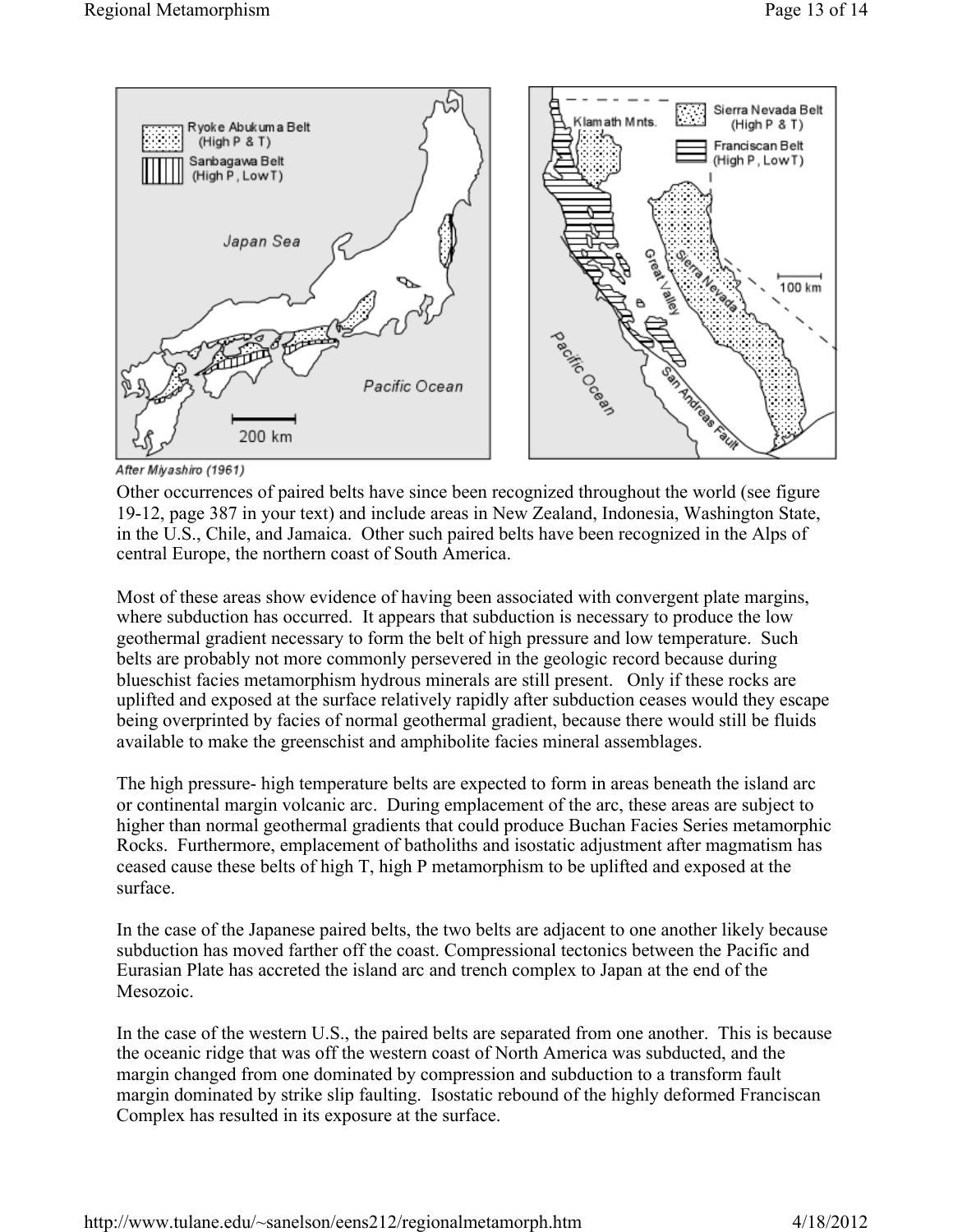After Miyashiro (1961)

Other occurrences of paired belts have since been recognized throughout the world (see figure 19-12, page 387 in your text) and include areas in New Zealand, Indonesia, Washington State, in the U.S., Chile, and Jamaica. Other such paired belts have been recognized in the Alps of central Europe, the northern coast of South America.

Most of these areas show evidence of having been associated with convergent plate margins, where subduction has occurred. It appears that subduction is necessary to produce the low geothermal gradient necessary to form the belt of high pressure and low temperature. Such belts are probably not more commonly persevered in the geologic record because during blueschist facies metamorphism hydrous minerals are still present. Only if these rocks are uplifted and exposed at the surface relatively rapidly after subduction ceases would they escape being overprinted by facies of normal geothermal gradient, because there would still be fluids available to make the greenschist and amphibolite facies mineral assemblages.

The high pressure- high temperature belts are expected to form in areas beneath the island arc or continental margin volcanic arc. During emplacement of the arc, these areas are subject to higher than normal geothermal gradients that could produce Buchan Facies Series metamorphic Rocks. Furthermore, emplacement of batholiths and isostatic adjustment after magmatism has ceased cause these belts of high T, high P metamorphism to be uplifted and exposed at the surface.

In the case of the Japanese paired belts, the two belts are adjacent to one another likely because subduction has moved farther off the coast. Compressional tectonics between the Pacific and Eurasian Plate has accreted the island arc and trench complex to Japan at the end of the Mesozoic.

In the case of the western U.S., the paired belts are separated from one another. This is because the oceanic ridge that was off the western coast of North America was subducted, and the margin changed from one dominated by compression and subduction to a transform fault margin dominated by strike slip faulting. Isostatic rebound of the highly deformed Franciscan Complex has resulted in its exposure at the surface.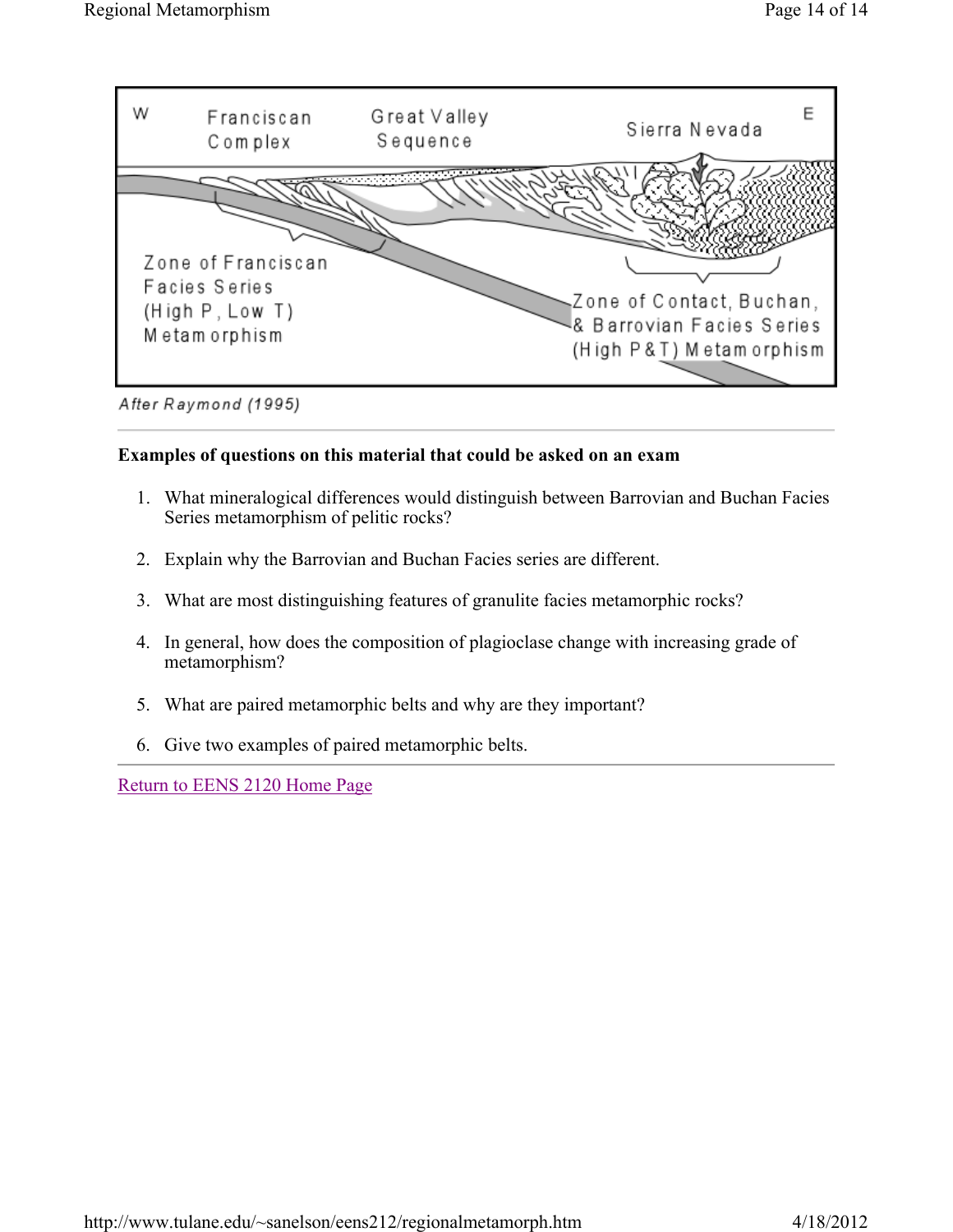W

Franciscan Complex

Great Valley Sequence

Sierra Nevada

E

Zone of Franciscan Facies Series (High P, Low T) Metamorphism

Zone of Contact, Buchan, & Barrovian Facies Series (High P & T) Metamorphism

*After Raymond (1995)*

---

**Examples of questions on this material that could be asked on an exam**

1. What mineralogical differences would distinguish between Barrovian and Buchan Facies Series metamorphism of pelitic rocks?
2. Explain why the Barrovian and Buchan Facies series are different.
3. What are most distinguishing features of granulite facies metamorphic rocks?
4. In general, how does the composition of plagioclase change with increasing grade of metamorphism?
5. What are paired metamorphic belts and why are they important?
6. Give two examples of paired metamorphic belts.

---

Return to EENS 2120 Home Page